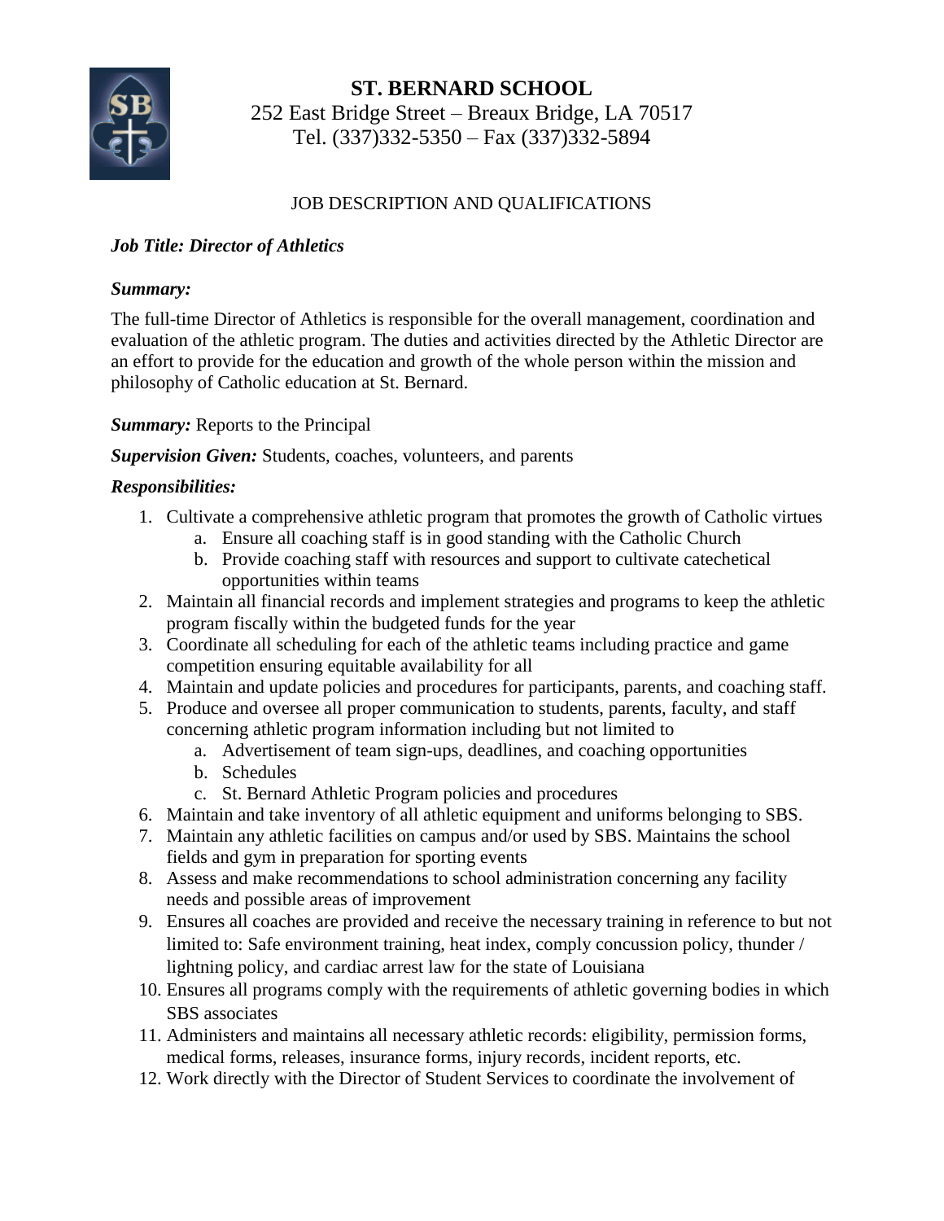# ST. BERNARD SCHOOL

252 East Bridge Street – Breaux Bridge, LA 70517
Tel. (337)332-5350 – Fax (337)332-5894

## JOB DESCRIPTION AND QUALIFICATIONS

***Job Title: Director of Athletics***

***Summary:***

The full-time Director of Athletics is responsible for the overall management, coordination and evaluation of the athletic program. The duties and activities directed by the Athletic Director are an effort to provide for the education and growth of the whole person within the mission and philosophy of Catholic education at St. Bernard.

***Summary:*** Reports to the Principal

***Supervision Given:*** Students, coaches, volunteers, and parents

***Responsibilities:***

1. Cultivate a comprehensive athletic program that promotes the growth of Catholic virtues
   a. Ensure all coaching staff is in good standing with the Catholic Church
   b. Provide coaching staff with resources and support to cultivate catechetical opportunities within teams
2. Maintain all financial records and implement strategies and programs to keep the athletic program fiscally within the budgeted funds for the year
3. Coordinate all scheduling for each of the athletic teams including practice and game competition ensuring equitable availability for all
4. Maintain and update policies and procedures for participants, parents, and coaching staff.
5. Produce and oversee all proper communication to students, parents, faculty, and staff concerning athletic program information including but not limited to
   a. Advertisement of team sign-ups, deadlines, and coaching opportunities
   b. Schedules
   c. St. Bernard Athletic Program policies and procedures
6. Maintain and take inventory of all athletic equipment and uniforms belonging to SBS.
7. Maintain any athletic facilities on campus and/or used by SBS. Maintains the school fields and gym in preparation for sporting events
8. Assess and make recommendations to school administration concerning any facility needs and possible areas of improvement
9. Ensures all coaches are provided and receive the necessary training in reference to but not limited to: Safe environment training, heat index, comply concussion policy, thunder / lightning policy, and cardiac arrest law for the state of Louisiana
10. Ensures all programs comply with the requirements of athletic governing bodies in which SBS associates
11. Administers and maintains all necessary athletic records: eligibility, permission forms, medical forms, releases, insurance forms, injury records, incident reports, etc.
12. Work directly with the Director of Student Services to coordinate the involvement of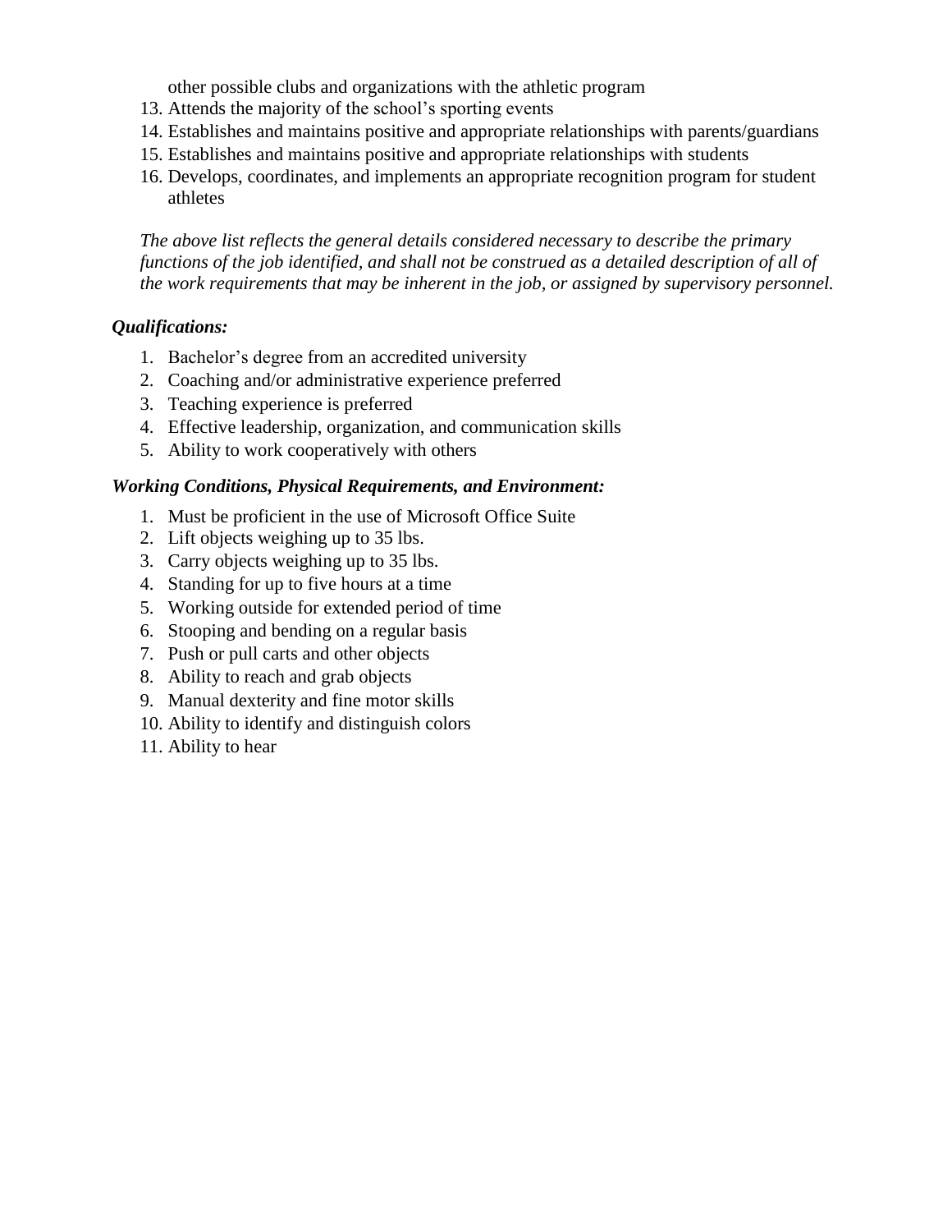other possible clubs and organizations with the athletic program

13. Attends the majority of the school's sporting events
14. Establishes and maintains positive and appropriate relationships with parents/guardians
15. Establishes and maintains positive and appropriate relationships with students
16. Develops, coordinates, and implements an appropriate recognition program for student athletes

*The above list reflects the general details considered necessary to describe the primary functions of the job identified, and shall not be construed as a detailed description of all of the work requirements that may be inherent in the job, or assigned by supervisory personnel.*

### *Qualifications:*

1. Bachelor's degree from an accredited university
2. Coaching and/or administrative experience preferred
3. Teaching experience is preferred
4. Effective leadership, organization, and communication skills
5. Ability to work cooperatively with others

### *Working Conditions, Physical Requirements, and Environment:*

1. Must be proficient in the use of Microsoft Office Suite
2. Lift objects weighing up to 35 lbs.
3. Carry objects weighing up to 35 lbs.
4. Standing for up to five hours at a time
5. Working outside for extended period of time
6. Stooping and bending on a regular basis
7. Push or pull carts and other objects
8. Ability to reach and grab objects
9. Manual dexterity and fine motor skills
10. Ability to identify and distinguish colors
11. Ability to hear